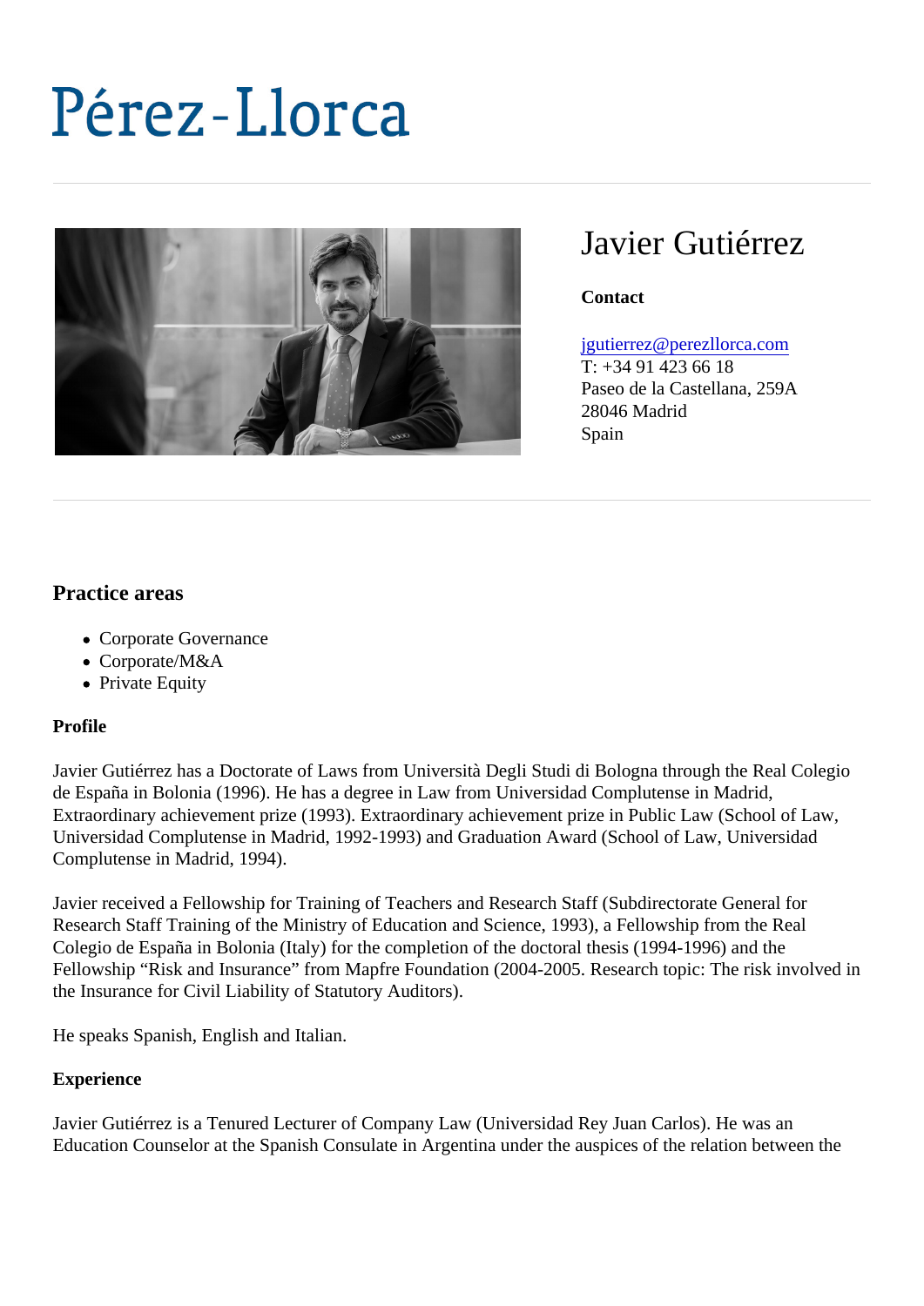# Pérez-Llorca

## Javier Gutiérrez

**Contact**

jgutierrez@perezllorca.com
T: +34 91 423 66 18
Paseo de la Castellana, 259A
28046 Madrid
Spain

## Practice areas

- Corporate Governance
- Corporate/M&A
- Private Equity

**Profile**

Javier Gutiérrez has a Doctorate of Laws from Università Degli Studi di Bologna through the Real Colegio de España in Bolonia (1996). He has a degree in Law from Universidad Complutense in Madrid, Extraordinary achievement prize (1993). Extraordinary achievement prize in Public Law (School of Law, Universidad Complutense in Madrid, 1992-1993) and Graduation Award (School of Law, Universidad Complutense in Madrid, 1994).

Javier received a Fellowship for Training of Teachers and Research Staff (Subdirectorate General for Research Staff Training of the Ministry of Education and Science, 1993), a Fellowship from the Real Colegio de España in Bolonia (Italy) for the completion of the doctoral thesis (1994-1996) and the Fellowship "Risk and Insurance" from Mapfre Foundation (2004-2005. Research topic: The risk involved in the Insurance for Civil Liability of Statutory Auditors).

He speaks Spanish, English and Italian.

**Experience**

Javier Gutiérrez is a Tenured Lecturer of Company Law (Universidad Rey Juan Carlos). He was an Education Counselor at the Spanish Consulate in Argentina under the auspices of the relation between the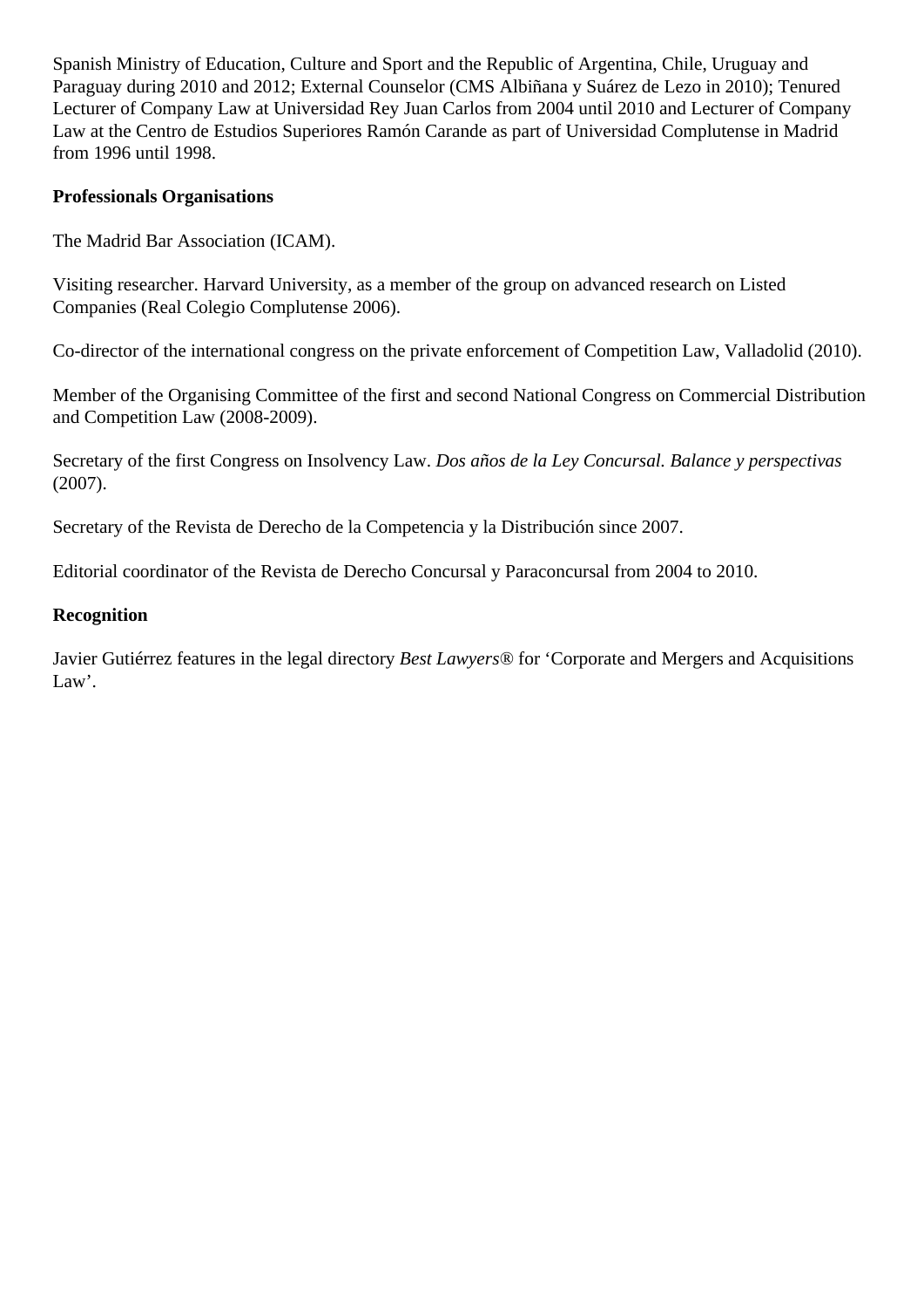Spanish Ministry of Education, Culture and Sport and the Republic of Argentina, Chile, Uruguay and Paraguay during 2010 and 2012; External Counselor (CMS Albiñana y Suárez de Lezo in 2010); Tenured Lecturer of Company Law at Universidad Rey Juan Carlos from 2004 until 2010 and Lecturer of Company Law at the Centro de Estudios Superiores Ramón Carande as part of Universidad Complutense in Madrid from 1996 until 1998.

**Professionals Organisations**

The Madrid Bar Association (ICAM).

Visiting researcher. Harvard University, as a member of the group on advanced research on Listed Companies (Real Colegio Complutense 2006).

Co-director of the international congress on the private enforcement of Competition Law, Valladolid (2010).

Member of the Organising Committee of the first and second National Congress on Commercial Distribution and Competition Law (2008-2009).

Secretary of the first Congress on Insolvency Law. *Dos años de la Ley Concursal. Balance y perspectivas* (2007).

Secretary of the Revista de Derecho de la Competencia y la Distribución since 2007.

Editorial coordinator of the Revista de Derecho Concursal y Paraconcursal from 2004 to 2010.

**Recognition**

Javier Gutiérrez features in the legal directory *Best Lawyers®* for 'Corporate and Mergers and Acquisitions Law'.